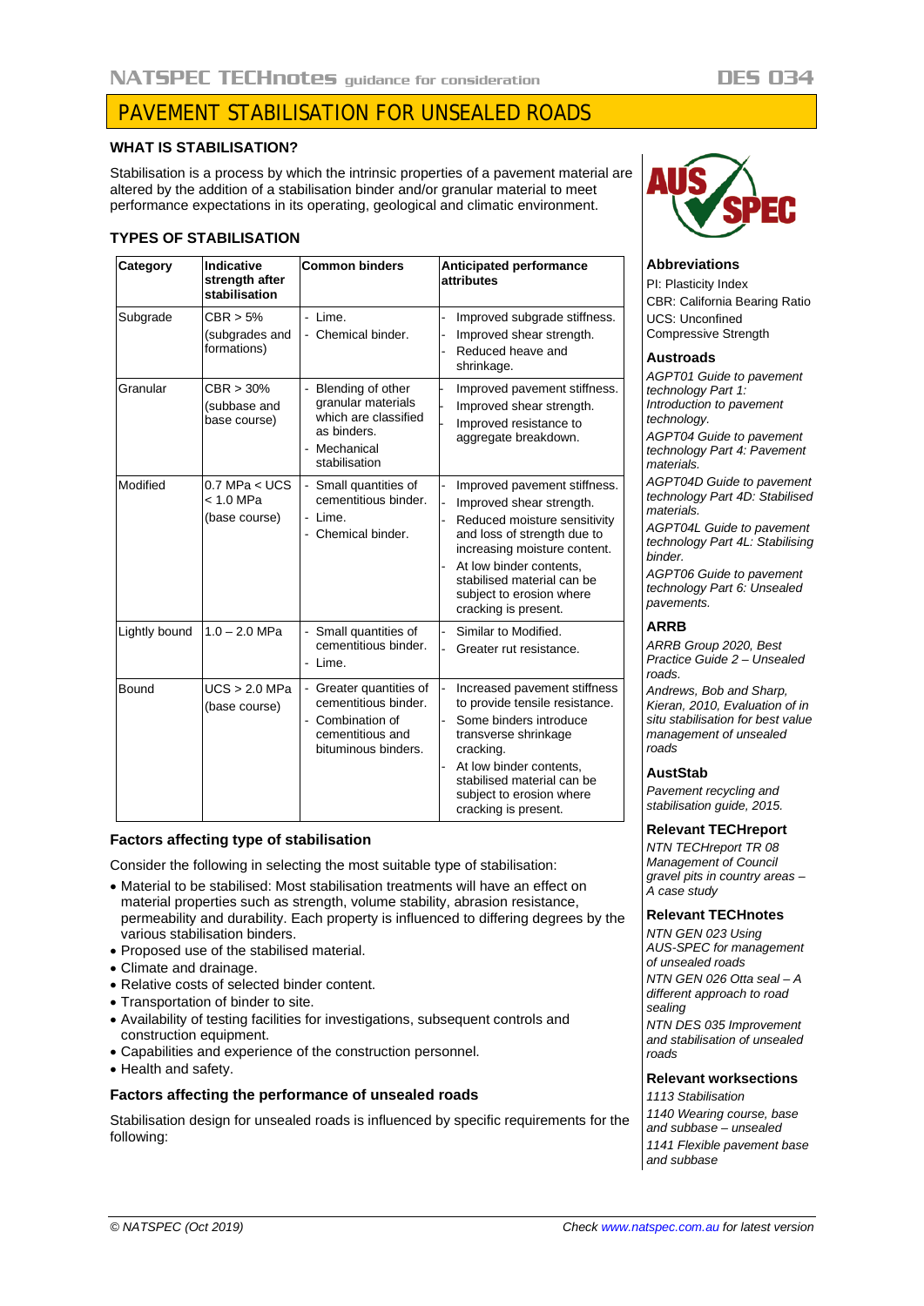# PAVEMENT STABILISATION FOR UNSEALED ROADS

## WHAT IS STABILISATION?

Stabilisation is a process by which the intrinsic properties of a pavement material are altered by the addition of a stabilisation binder and/or granular material to meet performance expectations in its operating, geological and climatic environment.

## TYPES OF STABILISATION

| Category | Indicative strength after stabilisation | Common binders | Anticipated performance attributes |
|---|---|---|---|
| Subgrade | CBR > 5% (subgrades and formations) | - Lime.<br>- Chemical binder. | - Improved subgrade stiffness.<br>- Improved shear strength.<br>- Reduced heave and shrinkage. |
| Granular | CBR > 30% (subbase and base course) | - Blending of other granular materials which are classified as binders.<br>- Mechanical stabilisation | - Improved pavement stiffness.<br>- Improved shear strength.<br>- Improved resistance to aggregate breakdown. |
| Modified | 0.7 MPa < UCS < 1.0 MPa (base course) | - Small quantities of cementitious binder.<br>- Lime.<br>- Chemical binder. | - Improved pavement stiffness.<br>- Improved shear strength.<br>- Reduced moisture sensitivity and loss of strength due to increasing moisture content.<br>- At low binder contents, stabilised material can be subject to erosion where cracking is present. |
| Lightly bound | 1.0 – 2.0 MPa | - Small quantities of cementitious binder.<br>- Lime. | - Similar to Modified.<br>- Greater rut resistance. |
| Bound | UCS > 2.0 MPa (base course) | - Greater quantities of cementitious binder.<br>- Combination of cementitious and bituminous binders. | - Increased pavement stiffness to provide tensile resistance.<br>- Some binders introduce transverse shrinkage cracking.<br>- At low binder contents, stabilised material can be subject to erosion where cracking is present. |

### Factors affecting type of stabilisation

Consider the following in selecting the most suitable type of stabilisation:

- Material to be stabilised: Most stabilisation treatments will have an effect on material properties such as strength, volume stability, abrasion resistance, permeability and durability. Each property is influenced to differing degrees by the various stabilisation binders.
- Proposed use of the stabilised material.
- Climate and drainage.
- Relative costs of selected binder content.
- Transportation of binder to site.
- Availability of testing facilities for investigations, subsequent controls and construction equipment.
- Capabilities and experience of the construction personnel.
- Health and safety.

### Factors affecting the performance of unsealed roads

Stabilisation design for unsealed roads is influenced by specific requirements for the following:

---

### Abbreviations

PI: Plasticity Index
CBR: California Bearing Ratio
UCS: Unconfined Compressive Strength

### Austroads

*AGPT01 Guide to pavement technology Part 1: Introduction to pavement technology.*

*AGPT04 Guide to pavement technology Part 4: Pavement materials.*

*AGPT04D Guide to pavement technology Part 4D: Stabilised materials.*

*AGPT04L Guide to pavement technology Part 4L: Stabilising binder.*

*AGPT06 Guide to pavement technology Part 6: Unsealed pavements.*

### ARRB

*ARRB Group 2020, Best Practice Guide 2 – Unsealed roads.*

*Andrews, Bob and Sharp, Kieran, 2010, Evaluation of in situ stabilisation for best value management of unsealed roads*

### AustStab

*Pavement recycling and stabilisation guide, 2015.*

### Relevant TECHreport

*NTN TECHreport TR 08 Management of Council gravel pits in country areas – A case study*

### Relevant TECHnotes

*NTN GEN 023 Using AUS-SPEC for management of unsealed roads*

*NTN GEN 026 Otta seal – A different approach to road sealing*

*NTN DES 035 Improvement and stabilisation of unsealed roads*

### Relevant worksections

*1113 Stabilisation*

*1140 Wearing course, base and subbase – unsealed*

*1141 Flexible pavement base and subbase*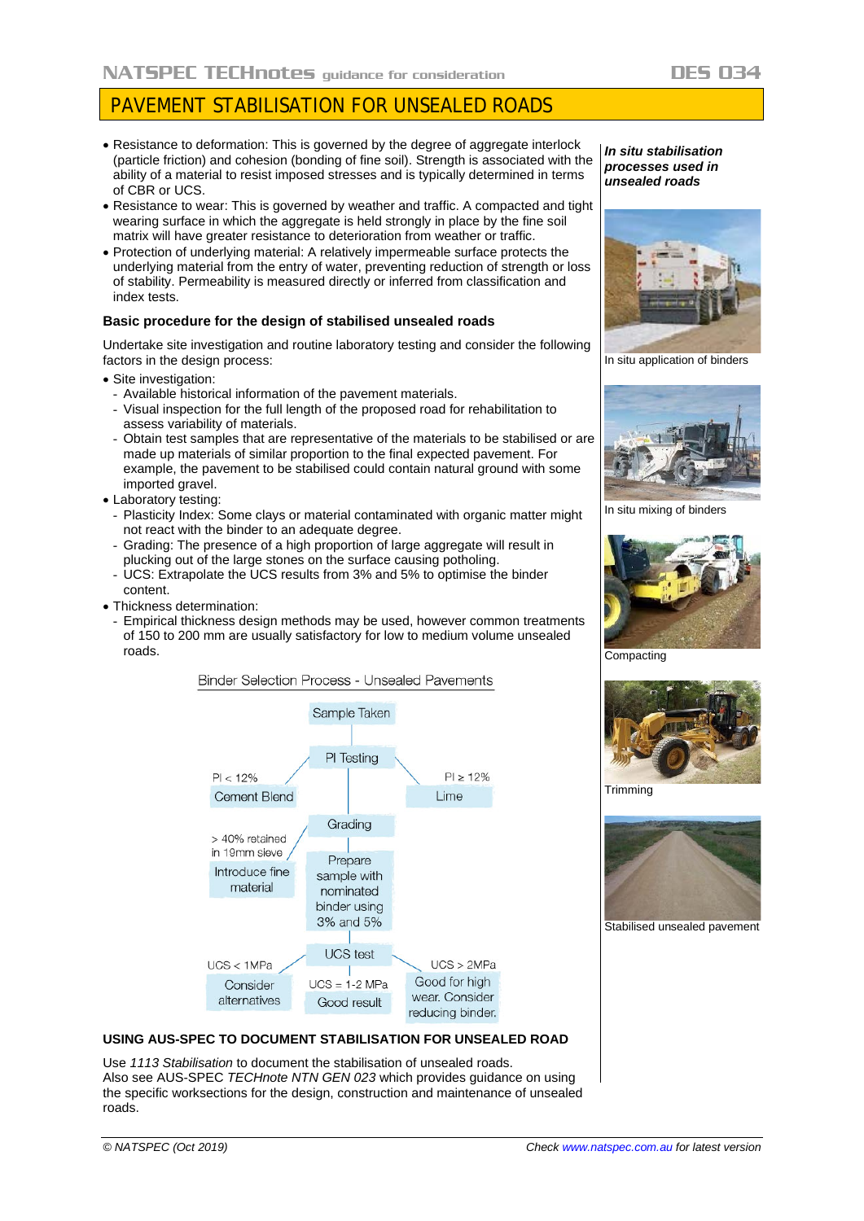# PAVEMENT STABILISATION FOR UNSEALED ROADS

- Resistance to deformation: This is governed by the degree of aggregate interlock (particle friction) and cohesion (bonding of fine soil). Strength is associated with the ability of a material to resist imposed stresses and is typically determined in terms of CBR or UCS.
- Resistance to wear: This is governed by weather and traffic. A compacted and tight wearing surface in which the aggregate is held strongly in place by the fine soil matrix will have greater resistance to deterioration from weather or traffic.
- Protection of underlying material: A relatively impermeable surface protects the underlying material from the entry of water, preventing reduction of strength or loss of stability. Permeability is measured directly or inferred from classification and index tests.

### Basic procedure for the design of stabilised unsealed roads

Undertake site investigation and routine laboratory testing and consider the following factors in the design process:

- Site investigation:
  - Available historical information of the pavement materials.
  - Visual inspection for the full length of the proposed road for rehabilitation to assess variability of materials.
  - Obtain test samples that are representative of the materials to be stabilised or are made up materials of similar proportion to the final expected pavement. For example, the pavement to be stabilised could contain natural ground with some imported gravel.
- Laboratory testing:
  - Plasticity Index: Some clays or material contaminated with organic matter might not react with the binder to an adequate degree.
  - Grading: The presence of a high proportion of large aggregate will result in plucking out of the large stones on the surface causing potholing.
  - UCS: Extrapolate the UCS results from 3% and 5% to optimise the binder content.
- Thickness determination:
  - Empirical thickness design methods may be used, however common treatments of 150 to 200 mm are usually satisfactory for low to medium volume unsealed roads.

Binder Selection Process - Unsealed Pavements

Sample Taken
PI Testing
PI < 12%
Cement Blend
PI ≥ 12%
Lime
Grading
> 40% retained in 19mm sieve
Introduce fine material
Prepare sample with nominated binder using 3% and 5%
UCS test
UCS < 1MPa
Consider alternatives
UCS = 1-2 MPa
Good result
UCS > 2MPa
Good for high wear. Consider reducing binder.

### USING AUS-SPEC TO DOCUMENT STABILISATION FOR UNSEALED ROAD

Use *1113 Stabilisation* to document the stabilisation of unsealed roads.
Also see AUS-SPEC *TECHnote NTN GEN 023* which provides guidance on using the specific worksections for the design, construction and maintenance of unsealed roads.

***In situ stabilisation processes used in unsealed roads***

In situ application of binders

In situ mixing of binders

Compacting

Trimming

Stabilised unsealed pavement